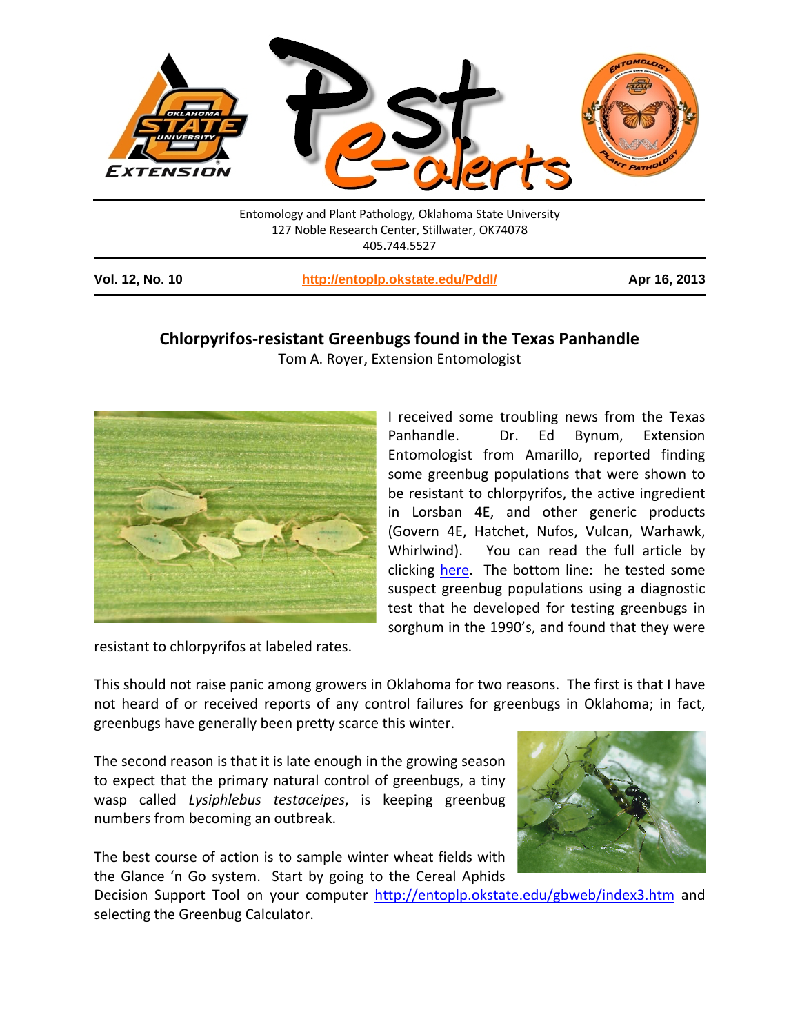Entomology and Plant Pathology, Oklahoma State University
127 Noble Research Center, Stillwater, OK74078
405.744.5527

**Vol. 12, No. 10** | **http://entoplp.okstate.edu/Pddl/** | **Apr 16, 2013**

## Chlorpyrifos-resistant Greenbugs found in the Texas Panhandle

Tom A. Royer, Extension Entomologist

I received some troubling news from the Texas Panhandle. Dr. Ed Bynum, Extension Entomologist from Amarillo, reported finding some greenbug populations that were shown to be resistant to chlorpyrifos, the active ingredient in Lorsban 4E, and other generic products (Govern 4E, Hatchet, Nufos, Vulcan, Warhawk, Whirlwind). You can read the full article by clicking here. The bottom line: he tested some suspect greenbug populations using a diagnostic test that he developed for testing greenbugs in sorghum in the 1990's, and found that they were resistant to chlorpyrifos at labeled rates.

This should not raise panic among growers in Oklahoma for two reasons. The first is that I have not heard of or received reports of any control failures for greenbugs in Oklahoma; in fact, greenbugs have generally been pretty scarce this winter.

The second reason is that it is late enough in the growing season to expect that the primary natural control of greenbugs, a tiny wasp called *Lysiphlebus testaceipes*, is keeping greenbug numbers from becoming an outbreak.

The best course of action is to sample winter wheat fields with the Glance 'n Go system. Start by going to the Cereal Aphids Decision Support Tool on your computer http://entoplp.okstate.edu/gbweb/index3.htm and selecting the Greenbug Calculator.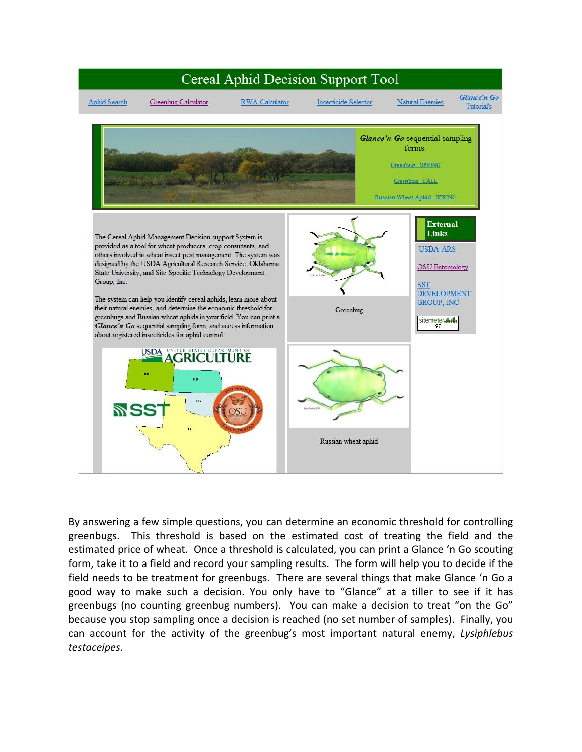# Cereal Aphid Decision Support Tool

Aphid Search | Greenbug Calculator | RWA Calculator | Insecticide Selector | Natural Enemies | *Glance'n Go* Tutorial's

***Glance'n Go*** sequential sampling forms.

Greenbug - SPRING

Greenbug - FALL

Russian Wheat Aphid - SPRING

The Cereal Aphid Management Decision support System is provided as a tool for wheat producers, crop consultants, and others involved in wheat insect pest management. The system was designed by the USDA Agricultural Research Service, Oklahoma State University, and Site Specific Technology Development Group, Inc.

The system can help you identify cereal aphids, learn more about their natural enemies, and determine the economic threshold for greenbugs and Russian wheat aphids in your field. You can print a ***Glance'n Go*** sequential sampling form, and access information about registered insecticides for aphid control.

Greenbug

Russian wheat aphid

**External Links**

USDA-ARS

OSU Entomology

SST DEVELOPMENT GROUP, INC

By answering a few simple questions, you can determine an economic threshold for controlling greenbugs. This threshold is based on the estimated cost of treating the field and the estimated price of wheat. Once a threshold is calculated, you can print a Glance 'n Go scouting form, take it to a field and record your sampling results. The form will help you to decide if the field needs to be treatment for greenbugs. There are several things that make Glance 'n Go a good way to make such a decision. You only have to "Glance" at a tiller to see if it has greenbugs (no counting greenbug numbers). You can make a decision to treat "on the Go" because you stop sampling once a decision is reached (no set number of samples). Finally, you can account for the activity of the greenbug's most important natural enemy, *Lysiphlebus testaceipes*.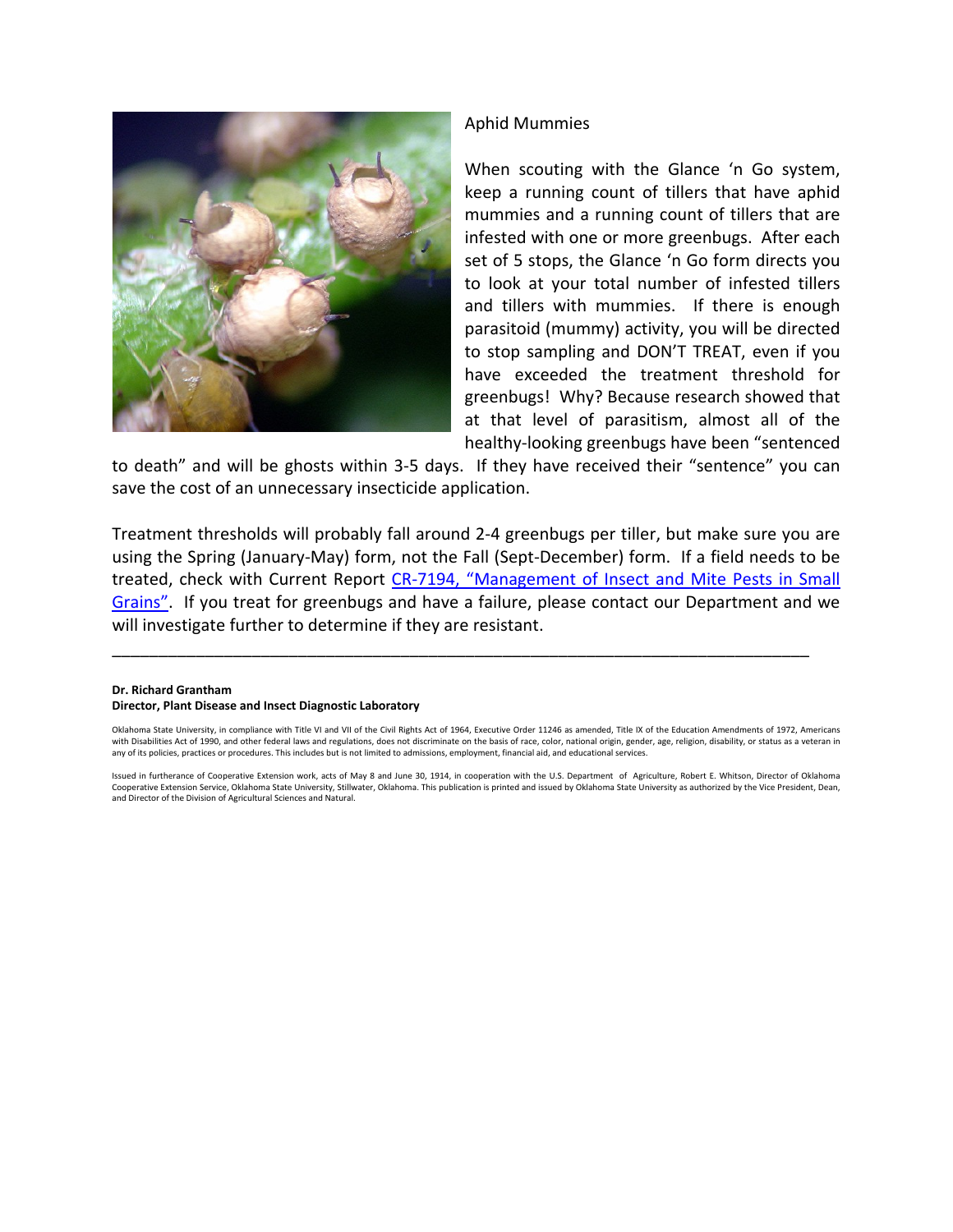## Aphid Mummies

When scouting with the Glance 'n Go system, keep a running count of tillers that have aphid mummies and a running count of tillers that are infested with one or more greenbugs. After each set of 5 stops, the Glance 'n Go form directs you to look at your total number of infested tillers and tillers with mummies. If there is enough parasitoid (mummy) activity, you will be directed to stop sampling and DON'T TREAT, even if you have exceeded the treatment threshold for greenbugs! Why? Because research showed that at that level of parasitism, almost all of the healthy-looking greenbugs have been "sentenced to death" and will be ghosts within 3-5 days. If they have received their "sentence" you can save the cost of an unnecessary insecticide application.

Treatment thresholds will probably fall around 2-4 greenbugs per tiller, but make sure you are using the Spring (January-May) form, not the Fall (Sept-December) form. If a field needs to be treated, check with Current Report CR-7194, "Management of Insect and Mite Pests in Small Grains". If you treat for greenbugs and have a failure, please contact our Department and we will investigate further to determine if they are resistant.

---

**Dr. Richard Grantham**
**Director, Plant Disease and Insect Diagnostic Laboratory**

Oklahoma State University, in compliance with Title VI and VII of the Civil Rights Act of 1964, Executive Order 11246 as amended, Title IX of the Education Amendments of 1972, Americans with Disabilities Act of 1990, and other federal laws and regulations, does not discriminate on the basis of race, color, national origin, gender, age, religion, disability, or status as a veteran in any of its policies, practices or procedures. This includes but is not limited to admissions, employment, financial aid, and educational services.

Issued in furtherance of Cooperative Extension work, acts of May 8 and June 30, 1914, in cooperation with the U.S. Department of Agriculture, Robert E. Whitson, Director of Oklahoma Cooperative Extension Service, Oklahoma State University, Stillwater, Oklahoma. This publication is printed and issued by Oklahoma State University as authorized by the Vice President, Dean, and Director of the Division of Agricultural Sciences and Natural.